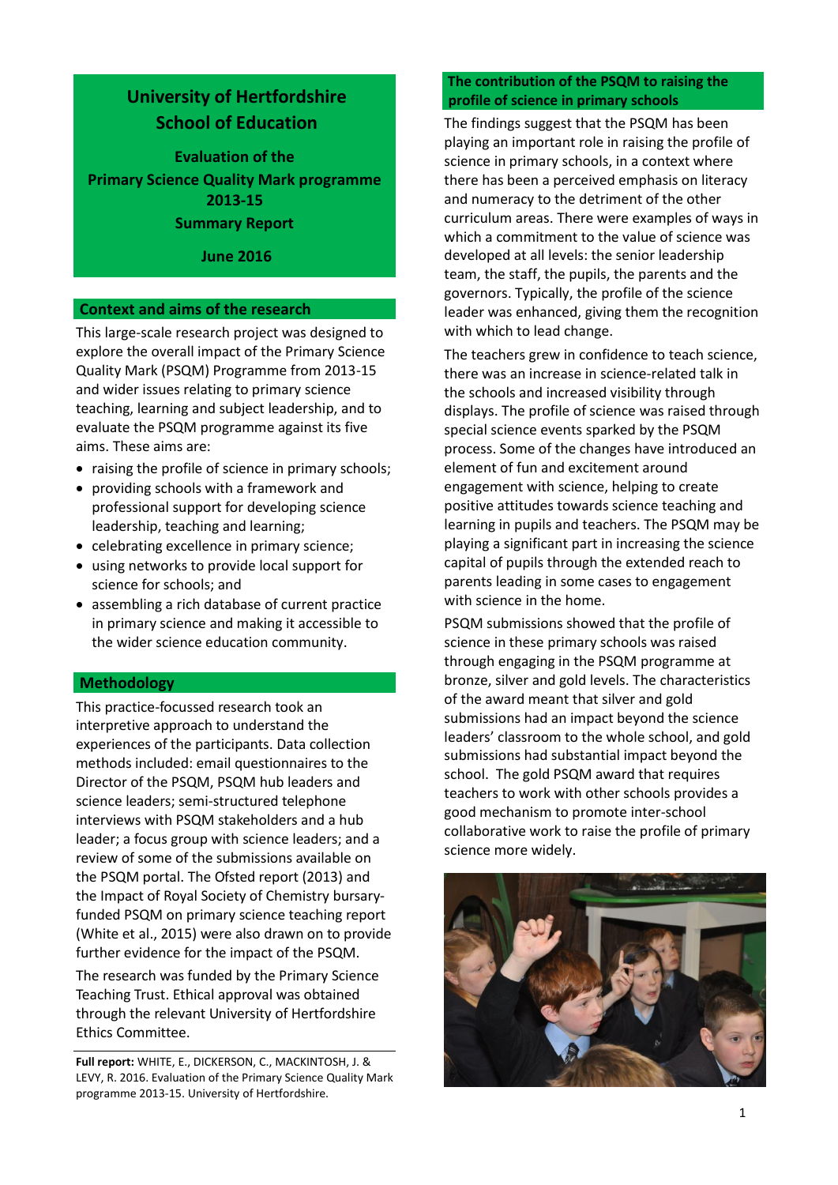# University of Hertfordshire School of Education

**Evaluation of the Primary Science Quality Mark programme 2013-15**

**Summary Report**

**June 2016**

## Context and aims of the research

This large-scale research project was designed to explore the overall impact of the Primary Science Quality Mark (PSQM) Programme from 2013-15 and wider issues relating to primary science teaching, learning and subject leadership, and to evaluate the PSQM programme against its five aims. These aims are:

- raising the profile of science in primary schools;
- providing schools with a framework and professional support for developing science leadership, teaching and learning;
- celebrating excellence in primary science;
- using networks to provide local support for science for schools; and
- assembling a rich database of current practice in primary science and making it accessible to the wider science education community.

## Methodology

This practice-focussed research took an interpretive approach to understand the experiences of the participants. Data collection methods included: email questionnaires to the Director of the PSQM, PSQM hub leaders and science leaders; semi-structured telephone interviews with PSQM stakeholders and a hub leader; a focus group with science leaders; and a review of some of the submissions available on the PSQM portal. The Ofsted report (2013) and the Impact of Royal Society of Chemistry bursary-funded PSQM on primary science teaching report (White et al., 2015) were also drawn on to provide further evidence for the impact of the PSQM.

The research was funded by the Primary Science Teaching Trust. Ethical approval was obtained through the relevant University of Hertfordshire Ethics Committee.

**Full report:** WHITE, E., DICKERSON, C., MACKINTOSH, J. & LEVY, R. 2016. Evaluation of the Primary Science Quality Mark programme 2013-15. University of Hertfordshire.

## The contribution of the PSQM to raising the profile of science in primary schools

The findings suggest that the PSQM has been playing an important role in raising the profile of science in primary schools, in a context where there has been a perceived emphasis on literacy and numeracy to the detriment of the other curriculum areas. There were examples of ways in which a commitment to the value of science was developed at all levels: the senior leadership team, the staff, the pupils, the parents and the governors. Typically, the profile of the science leader was enhanced, giving them the recognition with which to lead change.

The teachers grew in confidence to teach science, there was an increase in science-related talk in the schools and increased visibility through displays. The profile of science was raised through special science events sparked by the PSQM process. Some of the changes have introduced an element of fun and excitement around engagement with science, helping to create positive attitudes towards science teaching and learning in pupils and teachers. The PSQM may be playing a significant part in increasing the science capital of pupils through the extended reach to parents leading in some cases to engagement with science in the home.

PSQM submissions showed that the profile of science in these primary schools was raised through engaging in the PSQM programme at bronze, silver and gold levels. The characteristics of the award meant that silver and gold submissions had an impact beyond the science leaders' classroom to the whole school, and gold submissions had substantial impact beyond the school. The gold PSQM award that requires teachers to work with other schools provides a good mechanism to promote inter-school collaborative work to raise the profile of primary science more widely.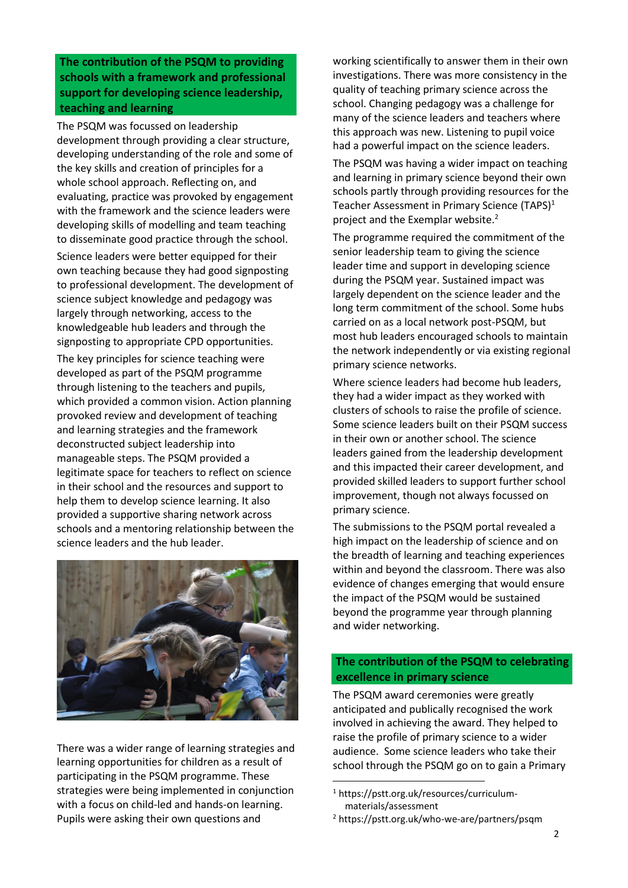## The contribution of the PSQM to providing schools with a framework and professional support for developing science leadership, teaching and learning

The PSQM was focussed on leadership development through providing a clear structure, developing understanding of the role and some of the key skills and creation of principles for a whole school approach. Reflecting on, and evaluating, practice was provoked by engagement with the framework and the science leaders were developing skills of modelling and team teaching to disseminate good practice through the school.

Science leaders were better equipped for their own teaching because they had good signposting to professional development. The development of science subject knowledge and pedagogy was largely through networking, access to the knowledgeable hub leaders and through the signposting to appropriate CPD opportunities.

The key principles for science teaching were developed as part of the PSQM programme through listening to the teachers and pupils, which provided a common vision. Action planning provoked review and development of teaching and learning strategies and the framework deconstructed subject leadership into manageable steps. The PSQM provided a legitimate space for teachers to reflect on science in their school and the resources and support to help them to develop science learning. It also provided a supportive sharing network across schools and a mentoring relationship between the science leaders and the hub leader.

There was a wider range of learning strategies and learning opportunities for children as a result of participating in the PSQM programme. These strategies were being implemented in conjunction with a focus on child-led and hands-on learning. Pupils were asking their own questions and working scientifically to answer them in their own investigations. There was more consistency in the quality of teaching primary science across the school. Changing pedagogy was a challenge for many of the science leaders and teachers where this approach was new. Listening to pupil voice had a powerful impact on the science leaders.

The PSQM was having a wider impact on teaching and learning in primary science beyond their own schools partly through providing resources for the Teacher Assessment in Primary Science (TAPS)[1] project and the Exemplar website.[2]

The programme required the commitment of the senior leadership team to giving the science leader time and support in developing science during the PSQM year. Sustained impact was largely dependent on the science leader and the long term commitment of the school. Some hubs carried on as a local network post-PSQM, but most hub leaders encouraged schools to maintain the network independently or via existing regional primary science networks.

Where science leaders had become hub leaders, they had a wider impact as they worked with clusters of schools to raise the profile of science. Some science leaders built on their PSQM success in their own or another school. The science leaders gained from the leadership development and this impacted their career development, and provided skilled leaders to support further school improvement, though not always focussed on primary science.

The submissions to the PSQM portal revealed a high impact on the leadership of science and on the breadth of learning and teaching experiences within and beyond the classroom. There was also evidence of changes emerging that would ensure the impact of the PSQM would be sustained beyond the programme year through planning and wider networking.

## The contribution of the PSQM to celebrating excellence in primary science

The PSQM award ceremonies were greatly anticipated and publically recognised the work involved in achieving the award. They helped to raise the profile of primary science to a wider audience. Some science leaders who take their school through the PSQM go on to gain a Primary

---

[1] https://pstt.org.uk/resources/curriculum-materials/assessment

[2] https://pstt.org.uk/who-we-are/partners/psqm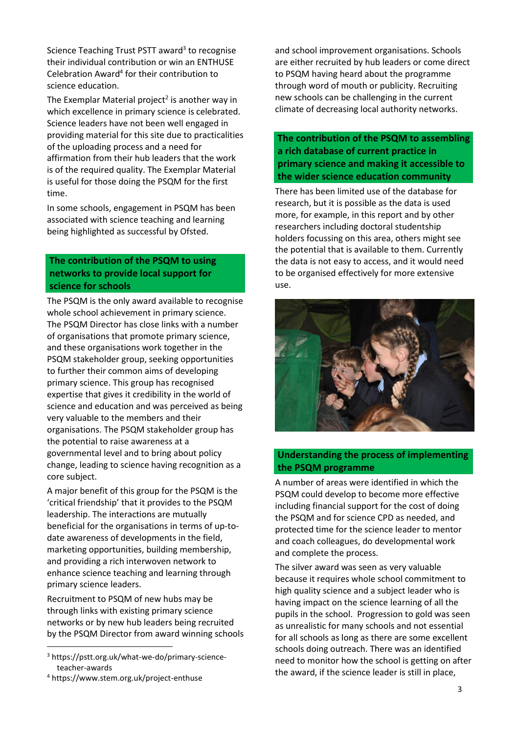Science Teaching Trust PSTT award[3] to recognise their individual contribution or win an ENTHUSE Celebration Award[4] for their contribution to science education.

The Exemplar Material project[2] is another way in which excellence in primary science is celebrated. Science leaders have not been well engaged in providing material for this site due to practicalities of the uploading process and a need for affirmation from their hub leaders that the work is of the required quality. The Exemplar Material is useful for those doing the PSQM for the first time.

In some schools, engagement in PSQM has been associated with science teaching and learning being highlighted as successful by Ofsted.

## The contribution of the PSQM to using networks to provide local support for science for schools

The PSQM is the only award available to recognise whole school achievement in primary science. The PSQM Director has close links with a number of organisations that promote primary science, and these organisations work together in the PSQM stakeholder group, seeking opportunities to further their common aims of developing primary science. This group has recognised expertise that gives it credibility in the world of science and education and was perceived as being very valuable to the members and their organisations. The PSQM stakeholder group has the potential to raise awareness at a governmental level and to bring about policy change, leading to science having recognition as a core subject.

A major benefit of this group for the PSQM is the 'critical friendship' that it provides to the PSQM leadership. The interactions are mutually beneficial for the organisations in terms of up-to-date awareness of developments in the field, marketing opportunities, building membership, and providing a rich interwoven network to enhance science teaching and learning through primary science leaders.

Recruitment to PSQM of new hubs may be through links with existing primary science networks or by new hub leaders being recruited by the PSQM Director from award winning schools and school improvement organisations. Schools are either recruited by hub leaders or come direct to PSQM having heard about the programme through word of mouth or publicity. Recruiting new schools can be challenging in the current climate of decreasing local authority networks.

## The contribution of the PSQM to assembling a rich database of current practice in primary science and making it accessible to the wider science education community

There has been limited use of the database for research, but it is possible as the data is used more, for example, in this report and by other researchers including doctoral studentship holders focussing on this area, others might see the potential that is available to them. Currently the data is not easy to access, and it would need to be organised effectively for more extensive use.

## Understanding the process of implementing the PSQM programme

A number of areas were identified in which the PSQM could develop to become more effective including financial support for the cost of doing the PSQM and for science CPD as needed, and protected time for the science leader to mentor and coach colleagues, do developmental work and complete the process.

The silver award was seen as very valuable because it requires whole school commitment to high quality science and a subject leader who is having impact on the science learning of all the pupils in the school. Progression to gold was seen as unrealistic for many schools and not essential for all schools as long as there are some excellent schools doing outreach. There was an identified need to monitor how the school is getting on after the award, if the science leader is still in place,

---

[3] https://pstt.org.uk/what-we-do/primary-science-teacher-awards

[4] https://www.stem.org.uk/project-enthuse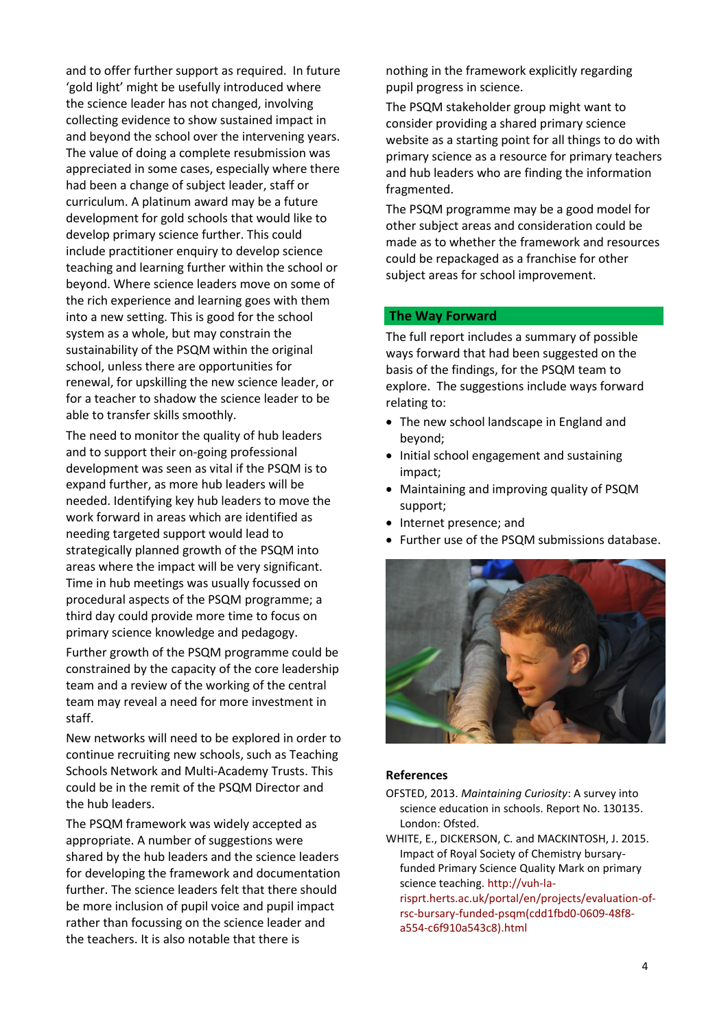and to offer further support as required. In future 'gold light' might be usefully introduced where the science leader has not changed, involving collecting evidence to show sustained impact in and beyond the school over the intervening years. The value of doing a complete resubmission was appreciated in some cases, especially where there had been a change of subject leader, staff or curriculum. A platinum award may be a future development for gold schools that would like to develop primary science further. This could include practitioner enquiry to develop science teaching and learning further within the school or beyond. Where science leaders move on some of the rich experience and learning goes with them into a new setting. This is good for the school system as a whole, but may constrain the sustainability of the PSQM within the original school, unless there are opportunities for renewal, for upskilling the new science leader, or for a teacher to shadow the science leader to be able to transfer skills smoothly.

The need to monitor the quality of hub leaders and to support their on-going professional development was seen as vital if the PSQM is to expand further, as more hub leaders will be needed. Identifying key hub leaders to move the work forward in areas which are identified as needing targeted support would lead to strategically planned growth of the PSQM into areas where the impact will be very significant. Time in hub meetings was usually focussed on procedural aspects of the PSQM programme; a third day could provide more time to focus on primary science knowledge and pedagogy.

Further growth of the PSQM programme could be constrained by the capacity of the core leadership team and a review of the working of the central team may reveal a need for more investment in staff.

New networks will need to be explored in order to continue recruiting new schools, such as Teaching Schools Network and Multi-Academy Trusts. This could be in the remit of the PSQM Director and the hub leaders.

The PSQM framework was widely accepted as appropriate. A number of suggestions were shared by the hub leaders and the science leaders for developing the framework and documentation further. The science leaders felt that there should be more inclusion of pupil voice and pupil impact rather than focussing on the science leader and the teachers. It is also notable that there is nothing in the framework explicitly regarding pupil progress in science.

The PSQM stakeholder group might want to consider providing a shared primary science website as a starting point for all things to do with primary science as a resource for primary teachers and hub leaders who are finding the information fragmented.

The PSQM programme may be a good model for other subject areas and consideration could be made as to whether the framework and resources could be repackaged as a franchise for other subject areas for school improvement.

## The Way Forward

The full report includes a summary of possible ways forward that had been suggested on the basis of the findings, for the PSQM team to explore. The suggestions include ways forward relating to:

- The new school landscape in England and beyond;
- Initial school engagement and sustaining impact;
- Maintaining and improving quality of PSQM support;
- Internet presence; and
- Further use of the PSQM submissions database.

**References**

OFSTED, 2013. *Maintaining Curiosity*: A survey into science education in schools. Report No. 130135. London: Ofsted.

WHITE, E., DICKERSON, C. and MACKINTOSH, J. 2015. Impact of Royal Society of Chemistry bursary-funded Primary Science Quality Mark on primary science teaching. http://vuh-la-risprt.herts.ac.uk/portal/en/projects/evaluation-of-rsc-bursary-funded-psqm(cdd1fbd0-0609-48f8-a554-c6f910a543c8).html